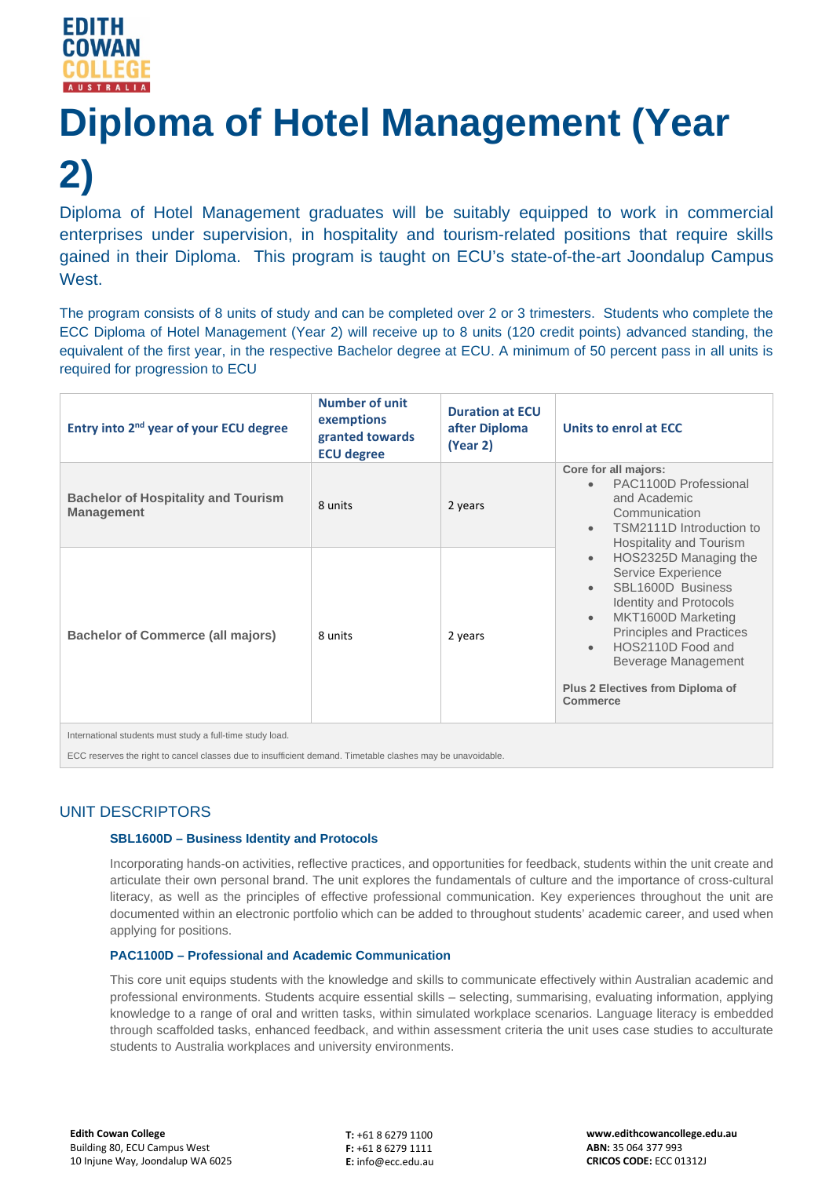EDITH COWAN COLLEGE AUSTRALIA

# Diploma of Hotel Management (Year 2)

Diploma of Hotel Management graduates will be suitably equipped to work in commercial enterprises under supervision, in hospitality and tourism-related positions that require skills gained in their Diploma. This program is taught on ECU's state-of-the-art Joondalup Campus West.

The program consists of 8 units of study and can be completed over 2 or 3 trimesters. Students who complete the ECC Diploma of Hotel Management (Year 2) will receive up to 8 units (120 credit points) advanced standing, the equivalent of the first year, in the respective Bachelor degree at ECU. A minimum of 50 percent pass in all units is required for progression to ECU

| Entry into 2nd year of your ECU degree | Number of unit exemptions granted towards ECU degree | Duration at ECU after Diploma (Year 2) | Units to enrol at ECC |
|---|---|---|---|
| **Bachelor of Hospitality and Tourism Management** | 8 units | 2 years | **Core for all majors:** <br>• PAC1100D Professional and Academic Communication <br>• TSM2111D Introduction to Hospitality and Tourism <br>• HOS2325D Managing the Service Experience <br>• SBL1600D Business Identity and Protocols <br>• MKT1600D Marketing Principles and Practices <br>• HOS2110D Food and Beverage Management <br><br>**Plus 2 Electives from Diploma of Commerce** |
| **Bachelor of Commerce (all majors)** | 8 units | 2 years | |
| International students must study a full-time study load. ECC reserves the right to cancel classes due to insufficient demand. Timetable clashes may be unavoidable. | | | |

## UNIT DESCRIPTORS

### SBL1600D – Business Identity and Protocols

Incorporating hands-on activities, reflective practices, and opportunities for feedback, students within the unit create and articulate their own personal brand. The unit explores the fundamentals of culture and the importance of cross-cultural literacy, as well as the principles of effective professional communication. Key experiences throughout the unit are documented within an electronic portfolio which can be added to throughout students' academic career, and used when applying for positions.

### PAC1100D – Professional and Academic Communication

This core unit equips students with the knowledge and skills to communicate effectively within Australian academic and professional environments. Students acquire essential skills – selecting, summarising, evaluating information, applying knowledge to a range of oral and written tasks, within simulated workplace scenarios. Language literacy is embedded through scaffolded tasks, enhanced feedback, and within assessment criteria the unit uses case studies to acculturate students to Australia workplaces and university environments.

**Edith Cowan College**
Building 80, ECU Campus West
10 Injune Way, Joondalup WA 6025

**T:** +61 8 6279 1100
**F:** +61 8 6279 1111
**E:** info@ecc.edu.au

**www.edithcowancollege.edu.au**
**ABN:** 35 064 377 993
**CRICOS CODE:** ECC 01312J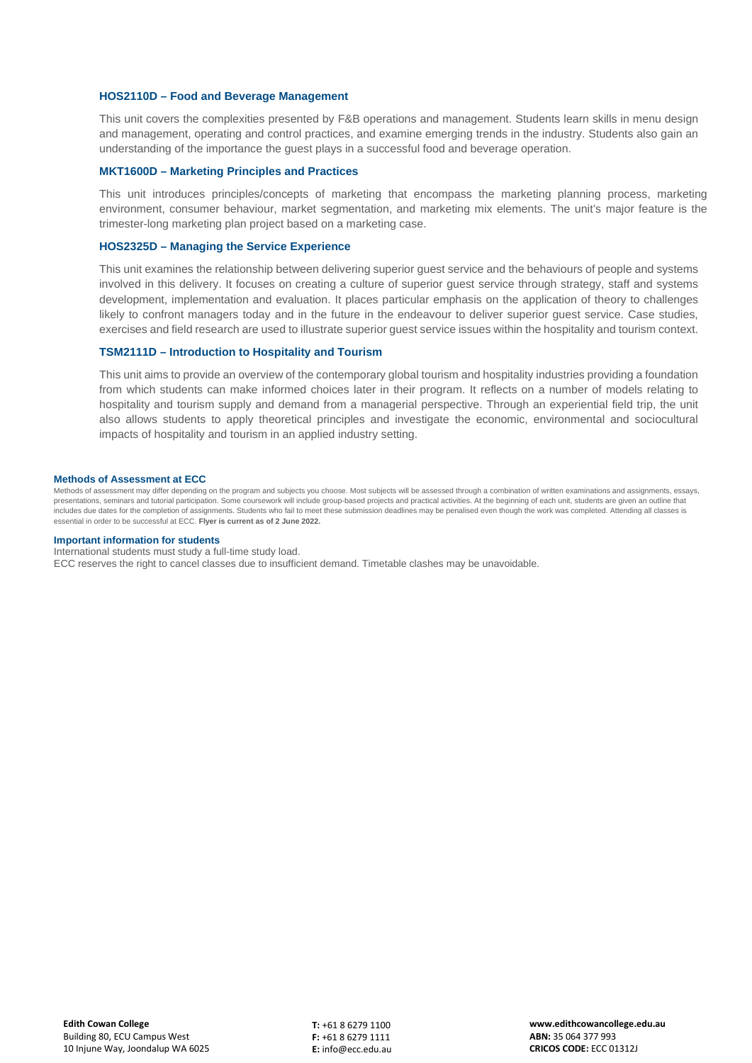### HOS2110D – Food and Beverage Management

This unit covers the complexities presented by F&B operations and management. Students learn skills in menu design and management, operating and control practices, and examine emerging trends in the industry. Students also gain an understanding of the importance the guest plays in a successful food and beverage operation.

### MKT1600D – Marketing Principles and Practices

This unit introduces principles/concepts of marketing that encompass the marketing planning process, marketing environment, consumer behaviour, market segmentation, and marketing mix elements. The unit's major feature is the trimester-long marketing plan project based on a marketing case.

### HOS2325D – Managing the Service Experience

This unit examines the relationship between delivering superior guest service and the behaviours of people and systems involved in this delivery. It focuses on creating a culture of superior guest service through strategy, staff and systems development, implementation and evaluation. It places particular emphasis on the application of theory to challenges likely to confront managers today and in the future in the endeavour to deliver superior guest service. Case studies, exercises and field research are used to illustrate superior guest service issues within the hospitality and tourism context.

### TSM2111D – Introduction to Hospitality and Tourism

This unit aims to provide an overview of the contemporary global tourism and hospitality industries providing a foundation from which students can make informed choices later in their program. It reflects on a number of models relating to hospitality and tourism supply and demand from a managerial perspective. Through an experiential field trip, the unit also allows students to apply theoretical principles and investigate the economic, environmental and sociocultural impacts of hospitality and tourism in an applied industry setting.

#### Methods of Assessment at ECC

Methods of assessment may differ depending on the program and subjects you choose. Most subjects will be assessed through a combination of written examinations and assignments, essays, presentations, seminars and tutorial participation. Some coursework will include group-based projects and practical activities. At the beginning of each unit, students are given an outline that includes due dates for the completion of assignments. Students who fail to meet these submission deadlines may be penalised even though the work was completed. Attending all classes is essential in order to be successful at ECC. **Flyer is current as of 2 June 2022.**

#### Important information for students

International students must study a full-time study load.

ECC reserves the right to cancel classes due to insufficient demand. Timetable clashes may be unavoidable.

**Edith Cowan College**
Building 80, ECU Campus West
10 Injune Way, Joondalup WA 6025

**T:** +61 8 6279 1100
**F:** +61 8 6279 1111
**E:** info@ecc.edu.au

**www.edithcowancollege.edu.au**
**ABN:** 35 064 377 993
**CRICOS CODE:** ECC 01312J